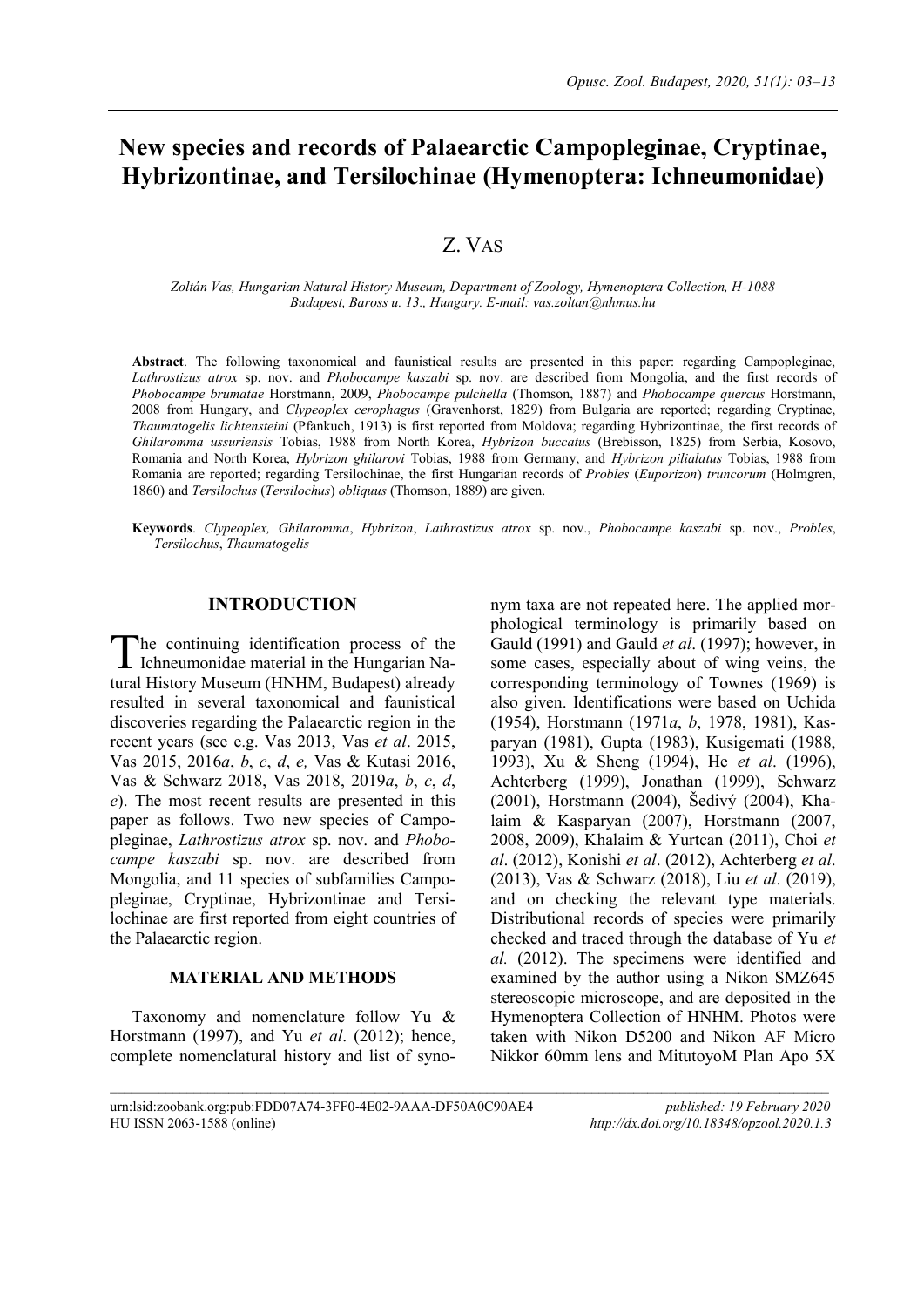# New species and records of Palaearctic Campopleginae, Cryptinae, Hybrizontinae, and Tersilochinae (Hymenoptera: Ichneumonidae)

Z. VAS

*Zoltán Vas, Hungarian Natural History Museum, Department of Zoology, Hymenoptera Collection, H-1088 Budapest, Baross u. 13., Hungary. E-mail: vas.zoltan@nhmus.hu*

**Abstract**. The following taxonomical and faunistical results are presented in this paper: regarding Campopleginae, *Lathrostizus atrox* sp. nov. and *Phobocampe kaszabi* sp. nov. are described from Mongolia, and the first records of *Phobocampe brumatae* Horstmann, 2009, *Phobocampe pulchella* (Thomson, 1887) and *Phobocampe quercus* Horstmann, 2008 from Hungary, and *Clypeoplex cerophagus* (Gravenhorst, 1829) from Bulgaria are reported; regarding Cryptinae, *Thaumatogelis lichtensteini* (Pfankuch, 1913) is first reported from Moldova; regarding Hybrizontinae, the first records of *Ghilaromma ussuriensis* Tobias, 1988 from North Korea, *Hybrizon buccatus* (Brebisson, 1825) from Serbia, Kosovo, Romania and North Korea, *Hybrizon ghilarovi* Tobias, 1988 from Germany, and *Hybrizon pilialatus* Tobias, 1988 from Romania are reported; regarding Tersilochinae, the first Hungarian records of *Probles* (*Euporizon*) *truncorum* (Holmgren, 1860) and *Tersilochus* (*Tersilochus*) *obliquus* (Thomson, 1889) are given.

**Keywords**. *Clypeoplex, Ghilaromma*, *Hybrizon*, *Lathrostizus atrox* sp. nov., *Phobocampe kaszabi* sp. nov., *Probles*, *Tersilochus*, *Thaumatogelis*

## INTRODUCTION

The continuing identification process of the Ichneumonidae material in the Hungarian Natural History Museum (HNHM, Budapest) already resulted in several taxonomical and faunistical discoveries regarding the Palaearctic region in the recent years (see e.g. Vas 2013, Vas *et al*. 2015, Vas 2015, 2016*a*, *b*, *c*, *d*, *e,* Vas & Kutasi 2016, Vas & Schwarz 2018, Vas 2018, 2019*a*, *b*, *c*, *d*, *e*). The most recent results are presented in this paper as follows. Two new species of Campopleginae, *Lathrostizus atrox* sp. nov. and *Phobocampe kaszabi* sp. nov. are described from Mongolia, and 11 species of subfamilies Campopleginae, Cryptinae, Hybrizontinae and Tersilochinae are first reported from eight countries of the Palaearctic region.

## MATERIAL AND METHODS

Taxonomy and nomenclature follow Yu & Horstmann (1997), and Yu *et al*. (2012); hence, complete nomenclatural history and list of synonym taxa are not repeated here. The applied morphological terminology is primarily based on Gauld (1991) and Gauld *et al*. (1997); however, in some cases, especially about of wing veins, the corresponding terminology of Townes (1969) is also given. Identifications were based on Uchida (1954), Horstmann (1971*a*, *b*, 1978, 1981), Kasparyan (1981), Gupta (1983), Kusigemati (1988, 1993), Xu & Sheng (1994), He *et al*. (1996), Achterberg (1999), Jonathan (1999), Schwarz (2001), Horstmann (2004), Šedivý (2004), Khalaim & Kasparyan (2007), Horstmann (2007, 2008, 2009), Khalaim & Yurtcan (2011), Choi *et al*. (2012), Konishi *et al*. (2012), Achterberg *et al*. (2013), Vas & Schwarz (2018), Liu *et al*. (2019), and on checking the relevant type materials. Distributional records of species were primarily checked and traced through the database of Yu *et al.* (2012). The specimens were identified and examined by the author using a Nikon SMZ645 stereoscopic microscope, and are deposited in the Hymenoptera Collection of HNHM. Photos were taken with Nikon D5200 and Nikon AF Micro Nikkor 60mm lens and MitutoyoM Plan Apo 5X

urn:lsid:zoobank.org:pub:FDD07A74-3FF0-4E02-9AAA-DF50A0C90AE4 — published: 19 February 2020
HU ISSN 2063-1588 (online) — http://dx.doi.org/10.18348/opzool.2020.1.3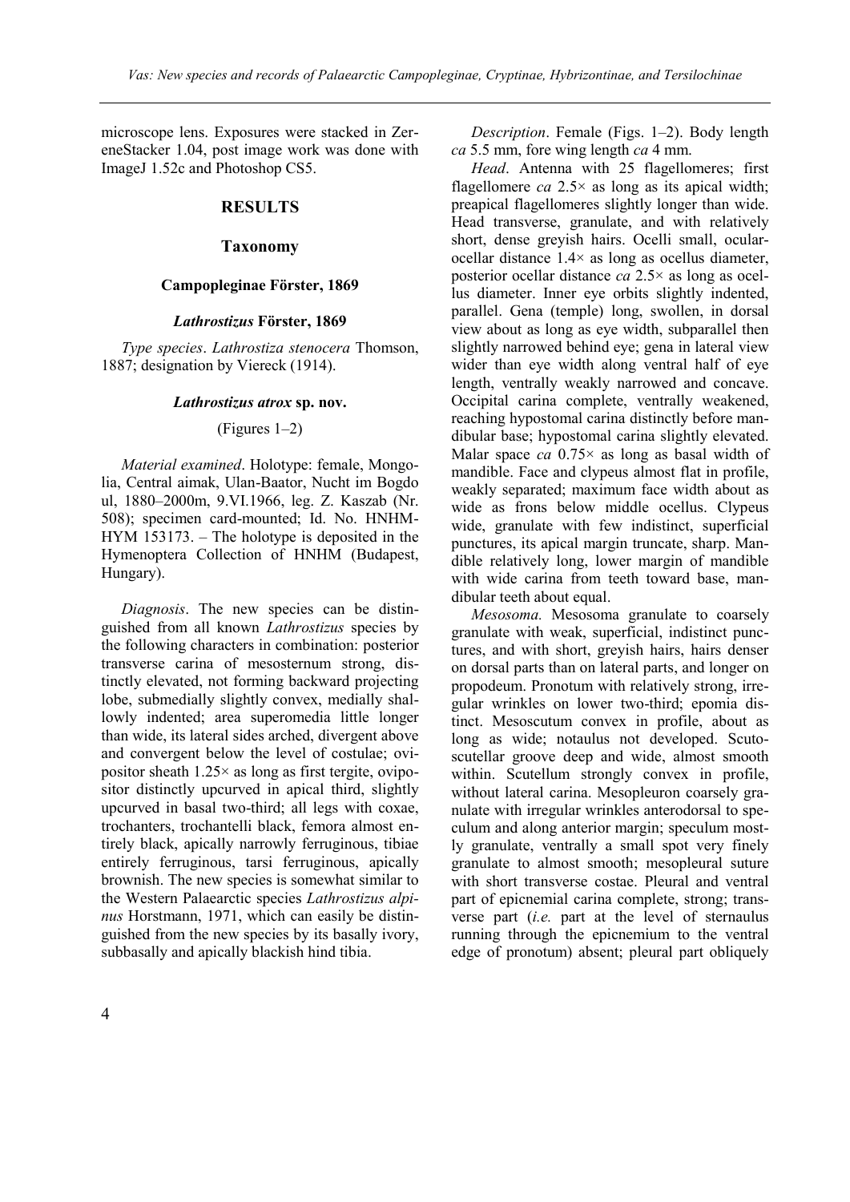microscope lens. Exposures were stacked in ZereneStacker 1.04, post image work was done with ImageJ 1.52c and Photoshop CS5.

## RESULTS

### Taxonomy

#### Campopleginae Förster, 1869

#### *Lathrostizus* Förster, 1869

*Type species*. *Lathrostiza stenocera* Thomson, 1887; designation by Viereck (1914).

#### *Lathrostizus atrox* sp. nov.

(Figures 1–2)

*Material examined*. Holotype: female, Mongolia, Central aimak, Ulan-Baator, Nucht im Bogdo ul, 1880–2000m, 9.VI.1966, leg. Z. Kaszab (Nr. 508); specimen card-mounted; Id. No. HNHM-HYM 153173. – The holotype is deposited in the Hymenoptera Collection of HNHM (Budapest, Hungary).

*Diagnosis*. The new species can be distinguished from all known *Lathrostizus* species by the following characters in combination: posterior transverse carina of mesosternum strong, distinctly elevated, not forming backward projecting lobe, submedially slightly convex, medially shallowly indented; area superomedia little longer than wide, its lateral sides arched, divergent above and convergent below the level of costulae; ovipositor sheath 1.25× as long as first tergite, ovipositor distinctly upcurved in apical third, slightly upcurved in basal two-third; all legs with coxae, trochanters, trochantelli black, femora almost entirely black, apically narrowly ferruginous, tibiae entirely ferruginous, tarsi ferruginous, apically brownish. The new species is somewhat similar to the Western Palaearctic species *Lathrostizus alpinus* Horstmann, 1971, which can easily be distinguished from the new species by its basally ivory, subbasally and apically blackish hind tibia.

*Description*. Female (Figs. 1–2). Body length *ca* 5.5 mm, fore wing length *ca* 4 mm.

*Head*. Antenna with 25 flagellomeres; first flagellomere *ca* 2.5× as long as its apical width; preapical flagellomeres slightly longer than wide. Head transverse, granulate, and with relatively short, dense greyish hairs. Ocelli small, ocular-ocellar distance 1.4× as long as ocellus diameter, posterior ocellar distance *ca* 2.5× as long as ocellus diameter. Inner eye orbits slightly indented, parallel. Gena (temple) long, swollen, in dorsal view about as long as eye width, subparallel then slightly narrowed behind eye; gena in lateral view wider than eye width along ventral half of eye length, ventrally weakly narrowed and concave. Occipital carina complete, ventrally weakened, reaching hypostomal carina distinctly before mandibular base; hypostomal carina slightly elevated. Malar space *ca* 0.75× as long as basal width of mandible. Face and clypeus almost flat in profile, weakly separated; maximum face width about as wide as frons below middle ocellus. Clypeus wide, granulate with few indistinct, superficial punctures, its apical margin truncate, sharp. Mandible relatively long, lower margin of mandible with wide carina from teeth toward base, mandibular teeth about equal.

*Mesosoma*. Mesosoma granulate to coarsely granulate with weak, superficial, indistinct punctures, and with short, greyish hairs, hairs denser on dorsal parts than on lateral parts, and longer on propodeum. Pronotum with relatively strong, irregular wrinkles on lower two-third; epomia distinct. Mesoscutum convex in profile, about as long as wide; notaulus not developed. Scutoscutellar groove deep and wide, almost smooth within. Scutellum strongly convex in profile, without lateral carina. Mesopleuron coarsely granulate with irregular wrinkles anterodorsal to speculum and along anterior margin; speculum mostly granulate, ventrally a small spot very finely granulate to almost smooth; mesopleural suture with short transverse costae. Pleural and ventral part of epicnemial carina complete, strong; transverse part (*i.e.* part at the level of sternaulus running through the epicnemium to the ventral edge of pronotum) absent; pleural part obliquely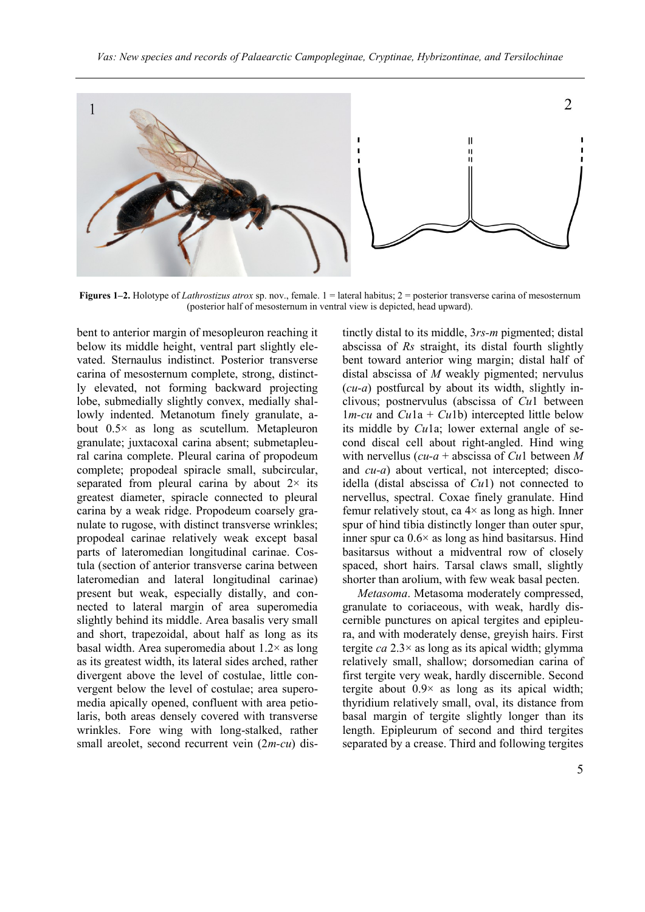**Figures 1–2.** Holotype of *Lathrostizus atrox* sp. nov., female. 1 = lateral habitus; 2 = posterior transverse carina of mesosternum (posterior half of mesosternum in ventral view is depicted, head upward).

bent to anterior margin of mesopleuron reaching it below its middle height, ventral part slightly elevated. Sternaulus indistinct. Posterior transverse carina of mesosternum complete, strong, distinctly elevated, not forming backward projecting lobe, submedially slightly convex, medially shallowly indented. Metanotum finely granulate, about 0.5× as long as scutellum. Metapleuron granulate; juxtacoxal carina absent; submetapleural carina complete. Pleural carina of propodeum complete; propodeal spiracle small, subcircular, separated from pleural carina by about 2× its greatest diameter, spiracle connected to pleural carina by a weak ridge. Propodeum coarsely granulate to rugose, with distinct transverse wrinkles; propodeal carinae relatively weak except basal parts of lateromedian longitudinal carinae. Costula (section of anterior transverse carina between lateromedian and lateral longitudinal carinae) present but weak, especially distally, and connected to lateral margin of area superomedia slightly behind its middle. Area basalis very small and short, trapezoidal, about half as long as its basal width. Area superomedia about 1.2× as long as its greatest width, its lateral sides arched, rather divergent above the level of costulae, little convergent below the level of costulae; area superomedia apically opened, confluent with area petiolaris, both areas densely covered with transverse wrinkles. Fore wing with long-stalked, rather small areolet, second recurrent vein (2*m-cu*) distinctly distal to its middle, 3*rs-m* pigmented; distal abscissa of *Rs* straight, its distal fourth slightly bent toward anterior wing margin; distal half of distal abscissa of *M* weakly pigmented; nervulus (*cu-a*) postfurcal by about its width, slightly inclivous; postnervulus (abscissa of *Cu*1 between 1*m-cu* and *Cu*1a + *Cu*1b) intercepted little below its middle by *Cu*1a; lower external angle of second discal cell about right-angled. Hind wing with nervellus (*cu-a* + abscissa of *Cu*1 between *M* and *cu-a*) about vertical, not intercepted; discoidella (distal abscissa of *Cu*1) not connected to nervellus, spectral. Coxae finely granulate. Hind femur relatively stout, ca 4× as long as high. Inner spur of hind tibia distinctly longer than outer spur, inner spur ca 0.6× as long as hind basitarsus. Hind basitarsus without a midventral row of closely spaced, short hairs. Tarsal claws small, slightly shorter than arolium, with few weak basal pecten.

*Metasoma*. Metasoma moderately compressed, granulate to coriaceous, with weak, hardly discernible punctures on apical tergites and epipleura, and with moderately dense, greyish hairs. First tergite *ca* 2.3× as long as its apical width; glymma relatively small, shallow; dorsomedian carina of first tergite very weak, hardly discernible. Second tergite about 0.9× as long as its apical width; thyridium relatively small, oval, its distance from basal margin of tergite slightly longer than its length. Epipleurum of second and third tergites separated by a crease. Third and following tergites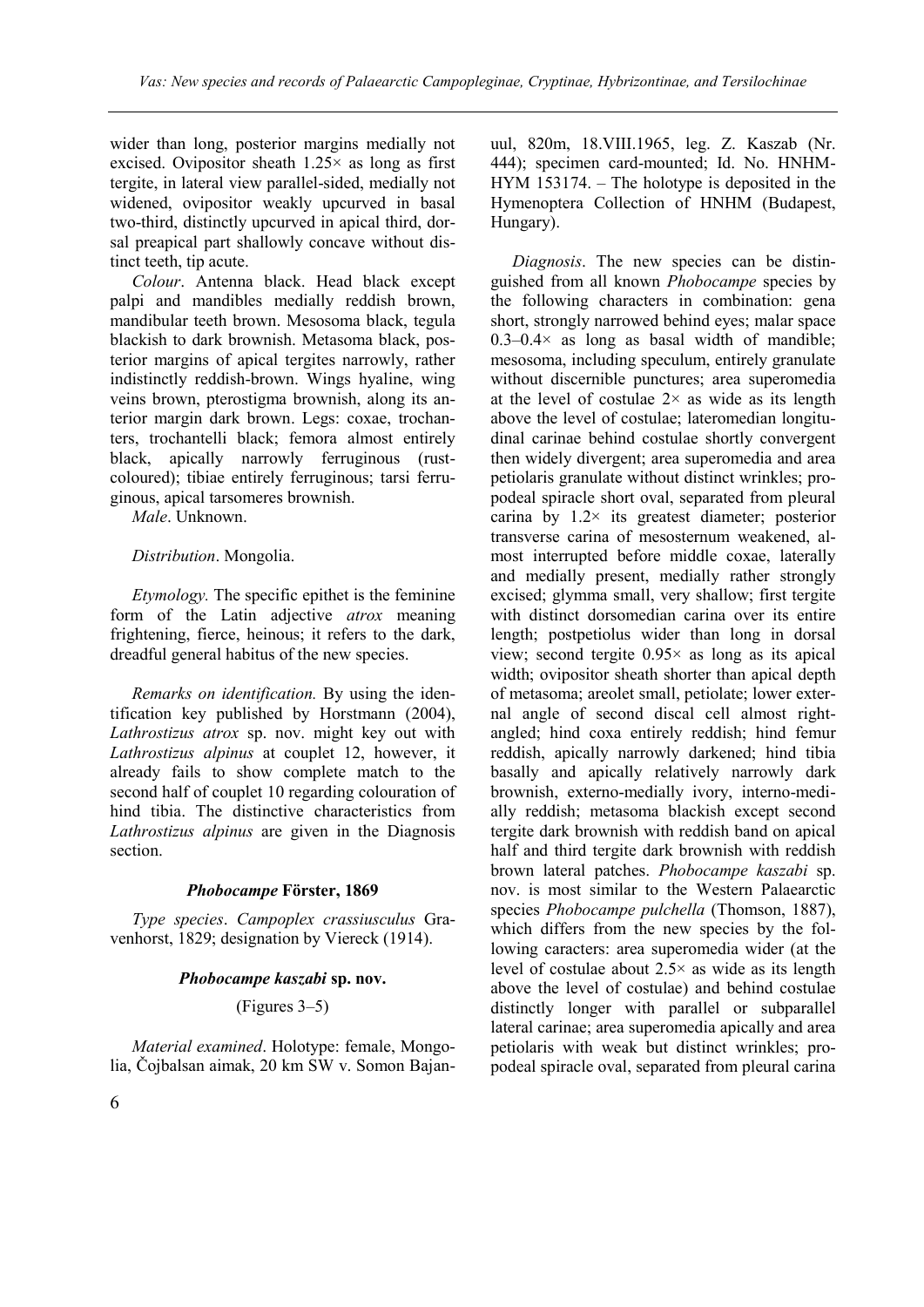wider than long, posterior margins medially not excised. Ovipositor sheath 1.25× as long as first tergite, in lateral view parallel-sided, medially not widened, ovipositor weakly upcurved in basal two-third, distinctly upcurved in apical third, dorsal preapical part shallowly concave without distinct teeth, tip acute.

*Colour*. Antenna black. Head black except palpi and mandibles medially reddish brown, mandibular teeth brown. Mesosoma black, tegula blackish to dark brownish. Metasoma black, posterior margins of apical tergites narrowly, rather indistinctly reddish-brown. Wings hyaline, wing veins brown, pterostigma brownish, along its anterior margin dark brown. Legs: coxae, trochanters, trochantelli black; femora almost entirely black, apically narrowly ferruginous (rust-coloured); tibiae entirely ferruginous; tarsi ferruginous, apical tarsomeres brownish.

*Male*. Unknown.

*Distribution*. Mongolia.

*Etymology.* The specific epithet is the feminine form of the Latin adjective *atrox* meaning frightening, fierce, heinous; it refers to the dark, dreadful general habitus of the new species.

*Remarks on identification.* By using the identification key published by Horstmann (2004), *Lathrostizus atrox* sp. nov. might key out with *Lathrostizus alpinus* at couplet 12, however, it already fails to show complete match to the second half of couplet 10 regarding colouration of hind tibia. The distinctive characteristics from *Lathrostizus alpinus* are given in the Diagnosis section.

### *Phobocampe* Förster, 1869

*Type species*. *Campoplex crassiusculus* Gravenhorst, 1829; designation by Viereck (1914).

### *Phobocampe kaszabi* sp. nov.

(Figures 3–5)

*Material examined*. Holotype: female, Mongolia, Čojbalsan aimak, 20 km SW v. Somon Bajan-uul, 820m, 18.VIII.1965, leg. Z. Kaszab (Nr. 444); specimen card-mounted; Id. No. HNHM-HYM 153174. – The holotype is deposited in the Hymenoptera Collection of HNHM (Budapest, Hungary).

*Diagnosis*. The new species can be distinguished from all known *Phobocampe* species by the following characters in combination: gena short, strongly narrowed behind eyes; malar space 0.3–0.4× as long as basal width of mandible; mesosoma, including speculum, entirely granulate without discernible punctures; area superomedia at the level of costulae 2× as wide as its length above the level of costulae; lateromedian longitudinal carinae behind costulae shortly convergent then widely divergent; area superomedia and area petiolaris granulate without distinct wrinkles; propodeal spiracle short oval, separated from pleural carina by 1.2× its greatest diameter; posterior transverse carina of mesosternum weakened, almost interrupted before middle coxae, laterally and medially present, medially rather strongly excised; glymma small, very shallow; first tergite with distinct dorsomedian carina over its entire length; postpetiolus wider than long in dorsal view; second tergite 0.95× as long as its apical width; ovipositor sheath shorter than apical depth of metasoma; areolet small, petiolate; lower external angle of second discal cell almost right-angled; hind coxa entirely reddish; hind femur reddish, apically narrowly darkened; hind tibia basally and apically relatively narrowly dark brownish, externo-medially ivory, interno-medially reddish; metasoma blackish except second tergite dark brownish with reddish band on apical half and third tergite dark brownish with reddish brown lateral patches. *Phobocampe kaszabi* sp. nov. is most similar to the Western Palaearctic species *Phobocampe pulchella* (Thomson, 1887), which differs from the new species by the following caracters: area superomedia wider (at the level of costulae about 2.5× as wide as its length above the level of costulae) and behind costulae distinctly longer with parallel or subparallel lateral carinae; area superomedia apically and area petiolaris with weak but distinct wrinkles; propodeal spiracle oval, separated from pleural carina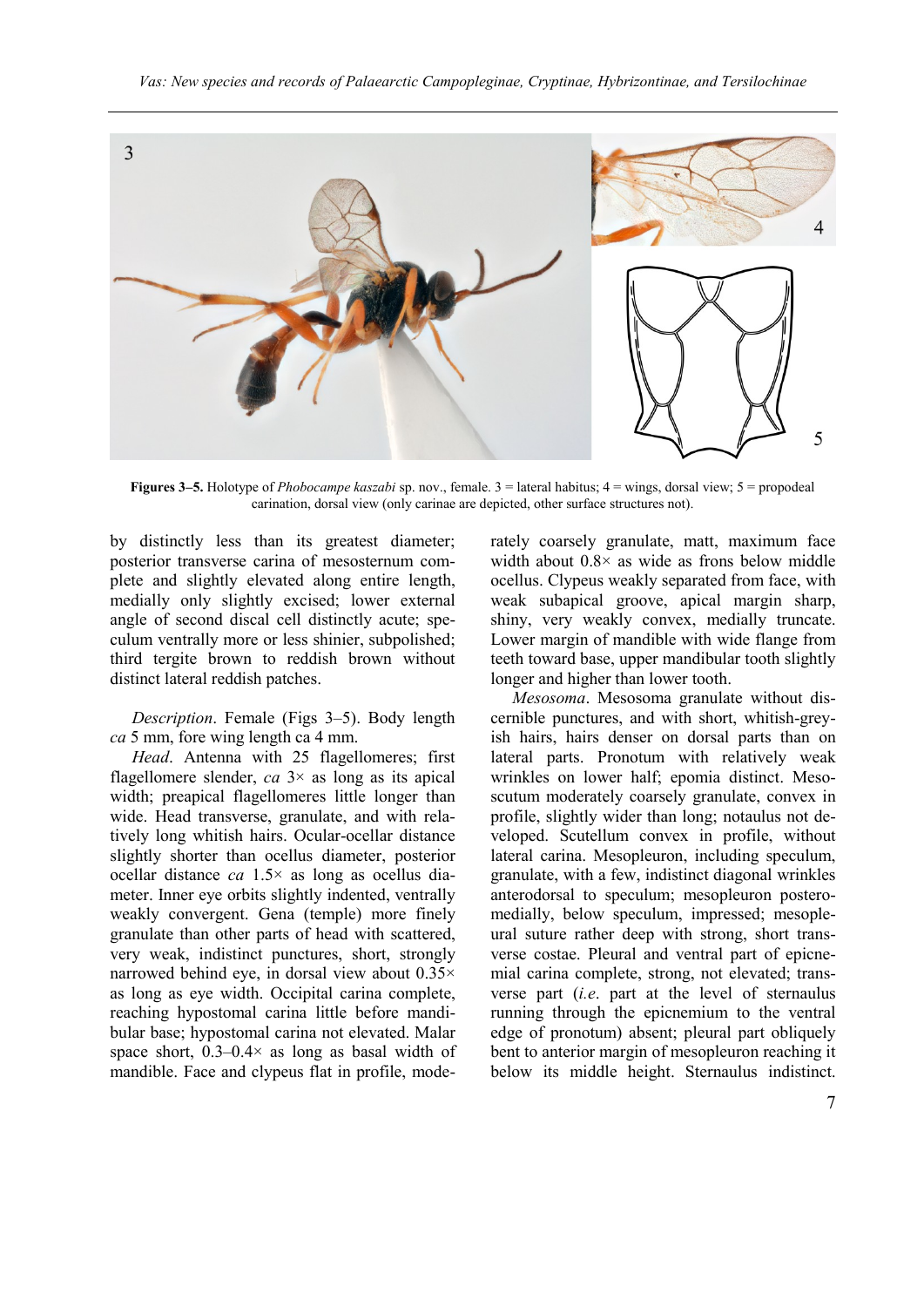**Figures 3–5.** Holotype of *Phobocampe kaszabi* sp. nov., female. 3 = lateral habitus; 4 = wings, dorsal view; 5 = propodeal carination, dorsal view (only carinae are depicted, other surface structures not).

by distinctly less than its greatest diameter; posterior transverse carina of mesosternum complete and slightly elevated along entire length, medially only slightly excised; lower external angle of second discal cell distinctly acute; speculum ventrally more or less shinier, subpolished; third tergite brown to reddish brown without distinct lateral reddish patches.

*Description*. Female (Figs 3–5). Body length *ca* 5 mm, fore wing length ca 4 mm.

*Head*. Antenna with 25 flagellomeres; first flagellomere slender, *ca* 3× as long as its apical width; preapical flagellomeres little longer than wide. Head transverse, granulate, and with relatively long whitish hairs. Ocular-ocellar distance slightly shorter than ocellus diameter, posterior ocellar distance *ca* 1.5× as long as ocellus diameter. Inner eye orbits slightly indented, ventrally weakly convergent. Gena (temple) more finely granulate than other parts of head with scattered, very weak, indistinct punctures, short, strongly narrowed behind eye, in dorsal view about 0.35× as long as eye width. Occipital carina complete, reaching hypostomal carina little before mandibular base; hypostomal carina not elevated. Malar space short, 0.3–0.4× as long as basal width of mandible. Face and clypeus flat in profile, moderately coarsely granulate, matt, maximum face width about 0.8× as wide as frons below middle ocellus. Clypeus weakly separated from face, with weak subapical groove, apical margin sharp, shiny, very weakly convex, medially truncate. Lower margin of mandible with wide flange from teeth toward base, upper mandibular tooth slightly longer and higher than lower tooth.

*Mesosoma*. Mesosoma granulate without discernible punctures, and with short, whitish-greyish hairs, hairs denser on dorsal parts than on lateral parts. Pronotum with relatively weak wrinkles on lower half; epomia distinct. Mesoscutum moderately coarsely granulate, convex in profile, slightly wider than long; notaulus not developed. Scutellum convex in profile, without lateral carina. Mesopleuron, including speculum, granulate, with a few, indistinct diagonal wrinkles anterodorsal to speculum; mesopleuron posteromedially, below speculum, impressed; mesopleural suture rather deep with strong, short transverse costae. Pleural and ventral part of epicnemial carina complete, strong, not elevated; transverse part (*i.e.* part at the level of sternaulus running through the epicnemium to the ventral edge of pronotum) absent; pleural part obliquely bent to anterior margin of mesopleuron reaching it below its middle height. Sternaulus indistinct.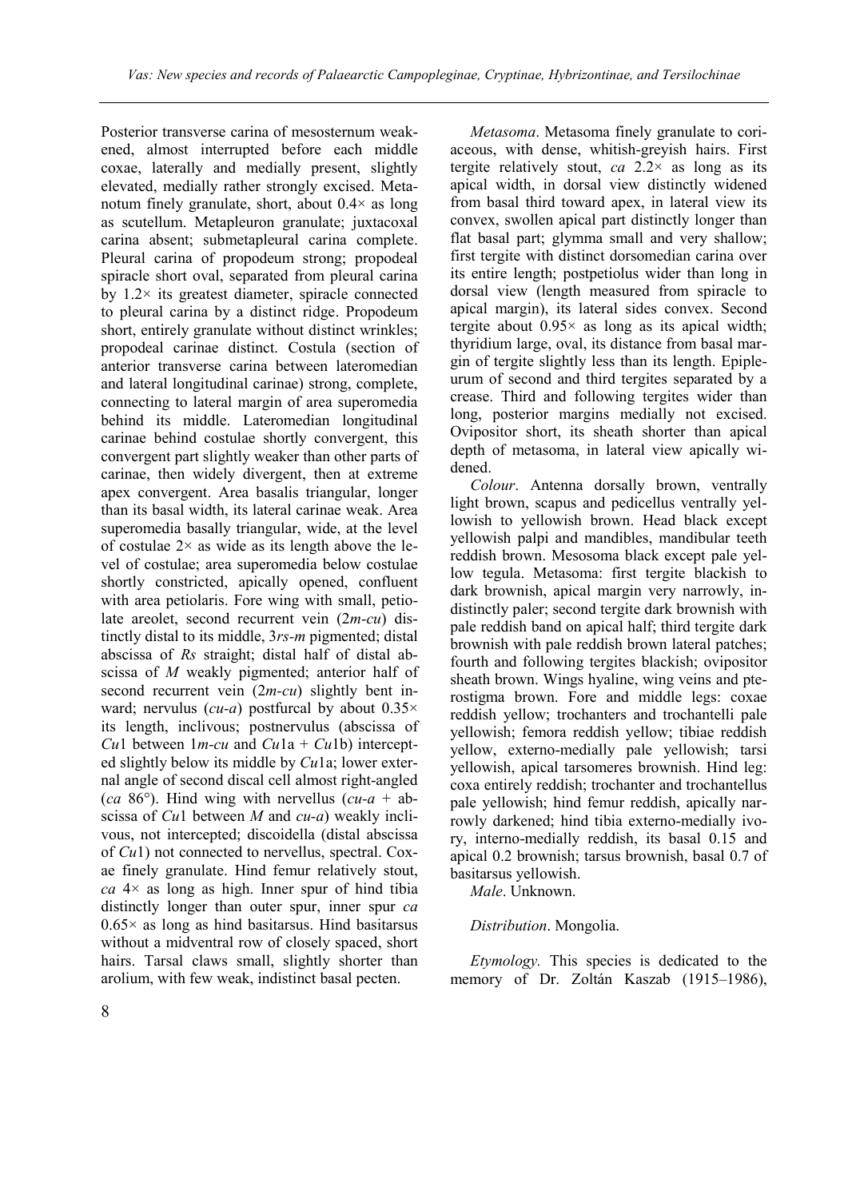Posterior transverse carina of mesosternum weakened, almost interrupted before each middle coxae, laterally and medially present, slightly elevated, medially rather strongly excised. Metanotum finely granulate, short, about 0.4× as long as scutellum. Metapleuron granulate; juxtacoxal carina absent; submetapleural carina complete. Pleural carina of propodeum strong; propodeal spiracle short oval, separated from pleural carina by 1.2× its greatest diameter, spiracle connected to pleural carina by a distinct ridge. Propodeum short, entirely granulate without distinct wrinkles; propodeal carinae distinct. Costula (section of anterior transverse carina between lateromedian and lateral longitudinal carinae) strong, complete, connecting to lateral margin of area superomedia behind its middle. Lateromedian longitudinal carinae behind costulae shortly convergent, this convergent part slightly weaker than other parts of carinae, then widely divergent, then at extreme apex convergent. Area basalis triangular, longer than its basal width, its lateral carinae weak. Area superomedia basally triangular, wide, at the level of costulae 2× as wide as its length above the level of costulae; area superomedia below costulae shortly constricted, apically opened, confluent with area petiolaris. Fore wing with small, petiolate areolet, second recurrent vein (2*m-cu*) distinctly distal to its middle, 3*rs-m* pigmented; distal abscissa of *Rs* straight; distal half of distal abscissa of *M* weakly pigmented; anterior half of second recurrent vein (2*m-cu*) slightly bent inward; nervulus (*cu-a*) postfurcal by about 0.35× its length, inclivous; postnervulus (abscissa of *Cu*1 between 1*m-cu* and *Cu*1a + *Cu*1b) intercepted slightly below its middle by *Cu*1a; lower external angle of second discal cell almost right-angled (*ca* 86°). Hind wing with nervellus (*cu-a* + abscissa of *Cu*1 between *M* and *cu-a*) weakly inclivous, not intercepted; discoidella (distal abscissa of *Cu*1) not connected to nervellus, spectral. Coxae finely granulate. Hind femur relatively stout, *ca* 4× as long as high. Inner spur of hind tibia distinctly longer than outer spur, inner spur *ca* 0.65× as long as hind basitarsus. Hind basitarsus without a midventral row of closely spaced, short hairs. Tarsal claws small, slightly shorter than arolium, with few weak, indistinct basal pecten.

*Metasoma*. Metasoma finely granulate to coriaceous, with dense, whitish-greyish hairs. First tergite relatively stout, *ca* 2.2× as long as its apical width, in dorsal view distinctly widened from basal third toward apex, in lateral view its convex, swollen apical part distinctly longer than flat basal part; glymma small and very shallow; first tergite with distinct dorsomedian carina over its entire length; postpetiolus wider than long in dorsal view (length measured from spiracle to apical margin), its lateral sides convex. Second tergite about 0.95× as long as its apical width; thyridium large, oval, its distance from basal margin of tergite slightly less than its length. Epipleurum of second and third tergites separated by a crease. Third and following tergites wider than long, posterior margins medially not excised. Ovipositor short, its sheath shorter than apical depth of metasoma, in lateral view apically widened.

*Colour*. Antenna dorsally brown, ventrally light brown, scapus and pedicellus ventrally yellowish to yellowish brown. Head black except yellowish palpi and mandibles, mandibular teeth reddish brown. Mesosoma black except pale yellow tegula. Metasoma: first tergite blackish to dark brownish, apical margin very narrowly, indistinctly paler; second tergite dark brownish with pale reddish band on apical half; third tergite dark brownish with pale reddish brown lateral patches; fourth and following tergites blackish; ovipositor sheath brown. Wings hyaline, wing veins and pterostigma brown. Fore and middle legs: coxae reddish yellow; trochanters and trochantelli pale yellowish; femora reddish yellow; tibiae reddish yellow, externo-medially pale yellowish; tarsi yellowish, apical tarsomeres brownish. Hind leg: coxa entirely reddish; trochanter and trochantellus pale yellowish; hind femur reddish, apically narrowly darkened; hind tibia externo-medially ivory, interno-medially reddish, its basal 0.15 and apical 0.2 brownish; tarsus brownish, basal 0.7 of basitarsus yellowish.

*Male*. Unknown.

*Distribution*. Mongolia.

*Etymology.* This species is dedicated to the memory of Dr. Zoltán Kaszab (1915–1986),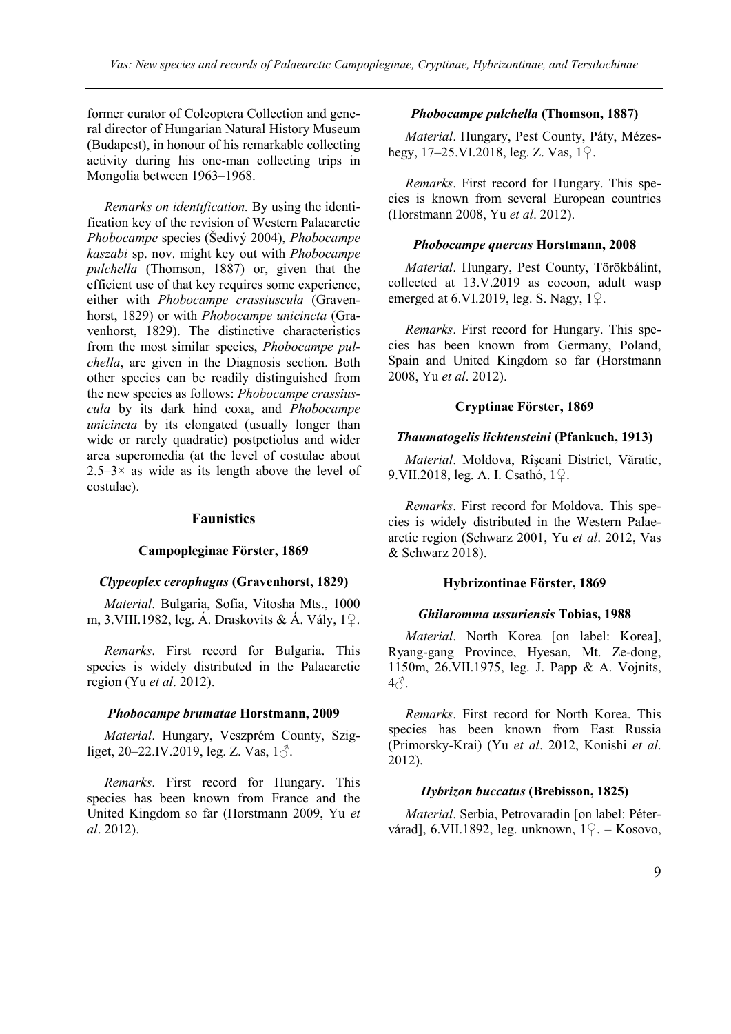former curator of Coleoptera Collection and general director of Hungarian Natural History Museum (Budapest), in honour of his remarkable collecting activity during his one-man collecting trips in Mongolia between 1963–1968.

*Remarks on identification.* By using the identification key of the revision of Western Palaearctic *Phobocampe* species (Šedivý 2004), *Phobocampe kaszabi* sp. nov. might key out with *Phobocampe pulchella* (Thomson, 1887) or, given that the efficient use of that key requires some experience, either with *Phobocampe crassiuscula* (Gravenhorst, 1829) or with *Phobocampe unicincta* (Gravenhorst, 1829). The distinctive characteristics from the most similar species, *Phobocampe pulchella*, are given in the Diagnosis section. Both other species can be readily distinguished from the new species as follows: *Phobocampe crassiuscula* by its dark hind coxa, and *Phobocampe unicincta* by its elongated (usually longer than wide or rarely quadratic) postpetiolus and wider area superomedia (at the level of costulae about 2.5–3× as wide as its length above the level of costulae).

## Faunistics

### Campopleginae Förster, 1869

#### *Clypeoplex cerophagus* (Gravenhorst, 1829)

*Material*. Bulgaria, Sofia, Vitosha Mts., 1000 m, 3.VIII.1982, leg. Á. Draskovits & Á. Vály, 1♀.

*Remarks*. First record for Bulgaria. This species is widely distributed in the Palaearctic region (Yu *et al*. 2012).

#### *Phobocampe brumatae* Horstmann, 2009

*Material*. Hungary, Veszprém County, Szigliget, 20–22.IV.2019, leg. Z. Vas, 1♂.

*Remarks*. First record for Hungary. This species has been known from France and the United Kingdom so far (Horstmann 2009, Yu *et al*. 2012).

#### *Phobocampe pulchella* (Thomson, 1887)

*Material*. Hungary, Pest County, Páty, Mézeshegy, 17–25.VI.2018, leg. Z. Vas, 1♀.

*Remarks*. First record for Hungary. This species is known from several European countries (Horstmann 2008, Yu *et al*. 2012).

#### *Phobocampe quercus* Horstmann, 2008

*Material*. Hungary, Pest County, Törökbálint, collected at 13.V.2019 as cocoon, adult wasp emerged at 6.VI.2019, leg. S. Nagy, 1♀.

*Remarks*. First record for Hungary. This species has been known from Germany, Poland, Spain and United Kingdom so far (Horstmann 2008, Yu *et al*. 2012).

### Cryptinae Förster, 1869

#### *Thaumatogelis lichtensteini* (Pfankuch, 1913)

*Material*. Moldova, Rîşcani District, Văratic, 9.VII.2018, leg. A. I. Csathó, 1♀.

*Remarks*. First record for Moldova. This species is widely distributed in the Western Palaearctic region (Schwarz 2001, Yu *et al*. 2012, Vas & Schwarz 2018).

### Hybrizontinae Förster, 1869

#### *Ghilaromma ussuriensis* Tobias, 1988

*Material*. North Korea [on label: Korea], Ryang-gang Province, Hyesan, Mt. Ze-dong, 1150m, 26.VII.1975, leg. J. Papp & A. Vojnits, 4♂.

*Remarks*. First record for North Korea. This species has been known from East Russia (Primorsky-Krai) (Yu *et al*. 2012, Konishi *et al*. 2012).

#### *Hybrizon buccatus* (Brebisson, 1825)

*Material*. Serbia, Petrovaradin [on label: Pétervárad], 6.VII.1892, leg. unknown, 1♀. – Kosovo,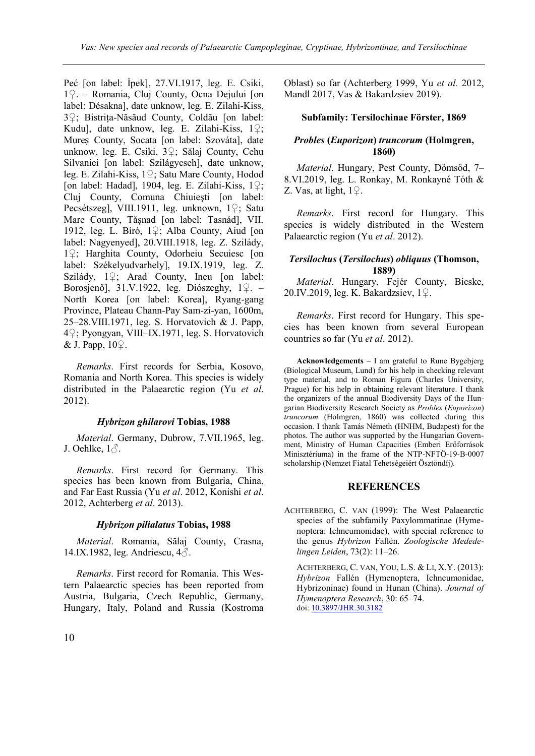Peć [on label: İpek], 27.VI.1917, leg. E. Csiki, 1♀. – Romania, Cluj County, Ocna Dejului [on label: Désakna], date unknow, leg. E. Zilahi-Kiss, 3♀; Bistrița-Năsăud County, Coldău [on label: Kudu], date unknow, leg. E. Zilahi-Kiss, 1♀; Mureș County, Socata [on label: Szováta], date unknow, leg. E. Csiki, 3♀; Sălaj County, Cehu Silvaniei [on label: Szilágycseh], date unknow, leg. E. Zilahi-Kiss, 1♀; Satu Mare County, Hodod [on label: Hadad], 1904, leg. E. Zilahi-Kiss, 1♀; Cluj County, Comuna Chiuiești [on label: Pecsétszeg], VIII.1911, leg. unknown, 1♀; Satu Mare County, Tășnad [on label: Tasnád], VII. 1912, leg. L. Bíró, 1♀; Alba County, Aiud [on label: Nagyenyed], 20.VIII.1918, leg. Z. Szilády, 1♀; Harghita County, Odorheiu Secuiesc [on label: Székelyudvarhely], 19.IX.1919, leg. Z. Szilády, 1♀; Arad County, Ineu [on label: Borosjenő], 31.V.1922, leg. Diószeghy, 1♀. – North Korea [on label: Korea], Ryang-gang Province, Plateau Chann-Pay Sam-zi-yan, 1600m, 25–28.VIII.1971, leg. S. Horvatovich & J. Papp, 4♀; Pyongyan, VIII–IX.1971, leg. S. Horvatovich & J. Papp, 10♀.

*Remarks*. First records for Serbia, Kosovo, Romania and North Korea. This species is widely distributed in the Palaearctic region (Yu *et al*. 2012).

#### *Hybrizon ghilarovi* Tobias, 1988

*Material*. Germany, Dubrow, 7.VII.1965, leg. J. Oehlke, 1♂.

*Remarks*. First record for Germany. This species has been known from Bulgaria, China, and Far East Russia (Yu *et al*. 2012, Konishi *et al*. 2012, Achterberg *et al*. 2013).

#### *Hybrizon pilialatus* Tobias, 1988

*Material*. Romania, Sălaj County, Crasna, 14.IX.1982, leg. Andriescu, 4♂.

*Remarks*. First record for Romania. This Western Palaearctic species has been reported from Austria, Bulgaria, Czech Republic, Germany, Hungary, Italy, Poland and Russia (Kostroma Oblast) so far (Achterberg 1999, Yu *et al.* 2012, Mandl 2017, Vas & Bakardzsiev 2019).

### Subfamily: Tersilochinae Förster, 1869

#### *Probles* (*Euporizon*) *truncorum* (Holmgren, 1860)

*Material*. Hungary, Pest County, Dömsöd, 7–8.VI.2019, leg. L. Ronkay, M. Ronkayné Tóth & Z. Vas, at light, 1♀.

*Remarks*. First record for Hungary. This species is widely distributed in the Western Palaearctic region (Yu *et al*. 2012).

#### *Tersilochus* (*Tersilochus*) *obliquus* (Thomson, 1889)

*Material*. Hungary, Fejér County, Bicske, 20.IV.2019, leg. K. Bakardzsiev, 1♀.

*Remarks*. First record for Hungary. This species has been known from several European countries so far (Yu *et al*. 2012).

**Acknowledgements** – I am grateful to Rune Bygebjerg (Biological Museum, Lund) for his help in checking relevant type material, and to Roman Figura (Charles University, Prague) for his help in obtaining relevant literature. I thank the organizers of the annual Biodiversity Days of the Hungarian Biodiversity Research Society as *Probles* (*Euporizon*) *truncorum* (Holmgren, 1860) was collected during this occasion. I thank Tamás Németh (HNHM, Budapest) for the photos. The author was supported by the Hungarian Government, Ministry of Human Capacities (Emberi Erőforrások Minisztériuma) in the frame of the NTP-NFTÖ-19-B-0007 scholarship (Nemzet Fiatal Tehetségeiért Ösztöndíj).

## REFERENCES

ACHTERBERG, C. VAN (1999): The West Palaearctic species of the subfamily Paxylommatinae (Hymenoptera: Ichneumonidae), with special reference to the genus *Hybrizon* Fallén. *Zoologische Mededelingen Leiden*, 73(2): 11–26.

ACHTERBERG, C. VAN, YOU, L.S. & LI, X.Y. (2013): *Hybrizon* Fallén (Hymenoptera, Ichneumonidae, Hybrizoninae) found in Hunan (China). *Journal of Hymenoptera Research*, 30: 65–74. doi: 10.3897/JHR.30.3182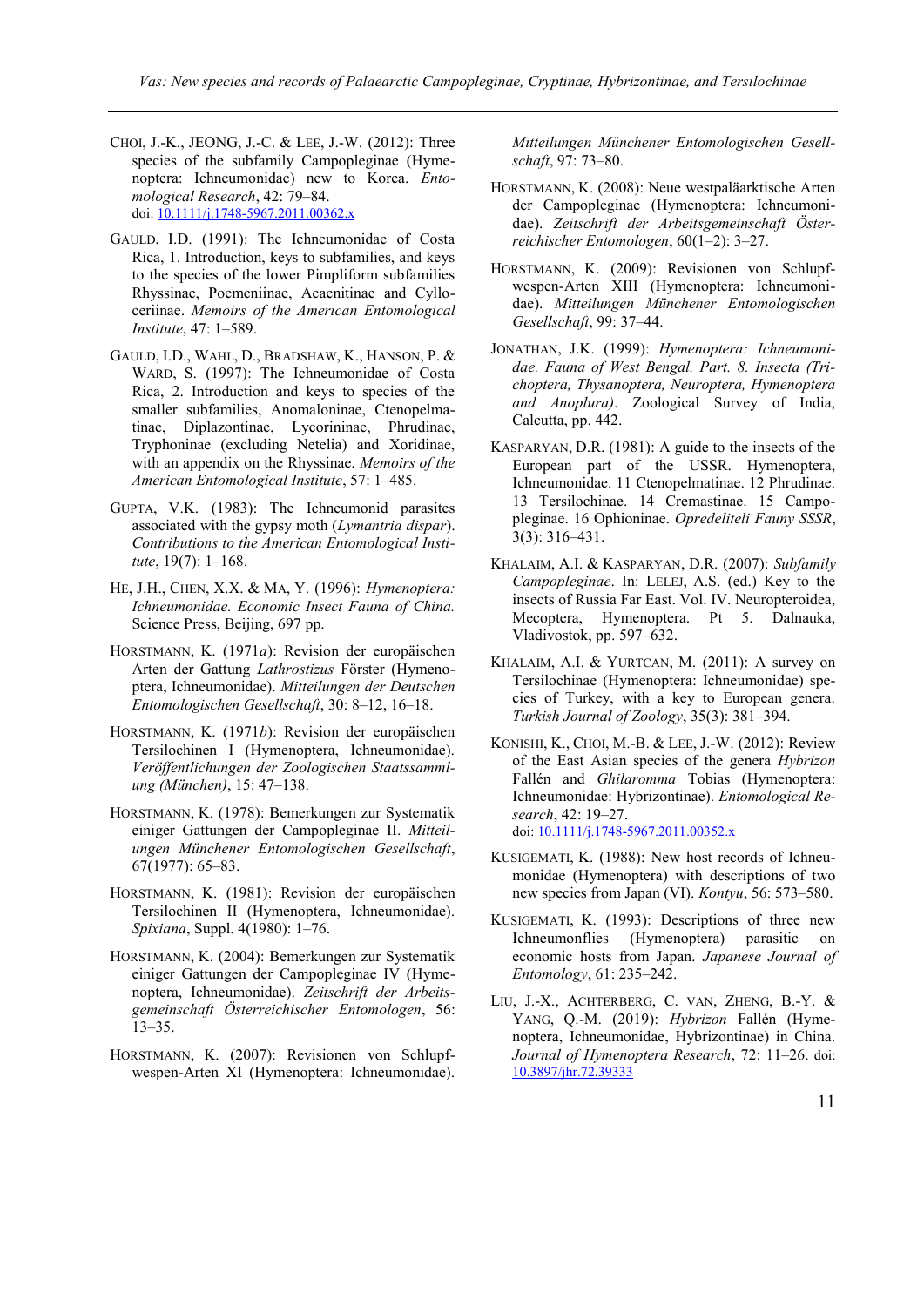CHOI, J.-K., JEONG, J.-C. & LEE, J.-W. (2012): Three species of the subfamily Campopleginae (Hymenoptera: Ichneumonidae) new to Korea. *Entomological Research*, 42: 79–84. doi: 10.1111/j.1748-5967.2011.00362.x

GAULD, I.D. (1991): The Ichneumonidae of Costa Rica, 1. Introduction, keys to subfamilies, and keys to the species of the lower Pimpliform subfamilies Rhyssinae, Poemeniinae, Acaenitinae and Cylloceriinae. *Memoirs of the American Entomological Institute*, 47: 1–589.

GAULD, I.D., WAHL, D., BRADSHAW, K., HANSON, P. & WARD, S. (1997): The Ichneumonidae of Costa Rica, 2. Introduction and keys to species of the smaller subfamilies, Anomaloninae, Ctenopelmatinae, Diplazontinae, Lycorininae, Phrudinae, Tryphoninae (excluding Netelia) and Xoridinae, with an appendix on the Rhyssinae. *Memoirs of the American Entomological Institute*, 57: 1–485.

GUPTA, V.K. (1983): The Ichneumonid parasites associated with the gypsy moth (*Lymantria dispar*). *Contributions to the American Entomological Institute*, 19(7): 1–168.

HE, J.H., CHEN, X.X. & MA, Y. (1996): *Hymenoptera: Ichneumonidae. Economic Insect Fauna of China.* Science Press, Beijing, 697 pp.

HORSTMANN, K. (1971*a*): Revision der europäischen Arten der Gattung *Lathrostizus* Förster (Hymenoptera, Ichneumonidae). *Mitteilungen der Deutschen Entomologischen Gesellschaft*, 30: 8–12, 16–18.

HORSTMANN, K. (1971*b*): Revision der europäischen Tersilochinen I (Hymenoptera, Ichneumonidae). *Veröffentlichungen der Zoologischen Staatssammlung (München)*, 15: 47–138.

HORSTMANN, K. (1978): Bemerkungen zur Systematik einiger Gattungen der Campopleginae II. *Mitteilungen Münchener Entomologischen Gesellschaft*, 67(1977): 65–83.

HORSTMANN, K. (1981): Revision der europäischen Tersilochinen II (Hymenoptera, Ichneumonidae). *Spixiana*, Suppl. 4(1980): 1–76.

HORSTMANN, K. (2004): Bemerkungen zur Systematik einiger Gattungen der Campopleginae IV (Hymenoptera, Ichneumonidae). *Zeitschrift der Arbeitsgemeinschaft Österreichischer Entomologen*, 56: 13–35.

HORSTMANN, K. (2007): Revisionen von Schlupfwespen-Arten XI (Hymenoptera: Ichneumonidae). *Mitteilungen Münchener Entomologischen Gesellschaft*, 97: 73–80.

HORSTMANN, K. (2008): Neue westpaläarktische Arten der Campopleginae (Hymenoptera: Ichneumonidae). *Zeitschrift der Arbeitsgemeinschaft Österreichischer Entomologen*, 60(1–2): 3–27.

HORSTMANN, K. (2009): Revisionen von Schlupfwespen-Arten XIII (Hymenoptera: Ichneumonidae). *Mitteilungen Münchener Entomologischen Gesellschaft*, 99: 37–44.

JONATHAN, J.K. (1999): *Hymenoptera: Ichneumonidae. Fauna of West Bengal. Part. 8. Insecta (Trichoptera, Thysanoptera, Neuroptera, Hymenoptera and Anoplura)*. Zoological Survey of India, Calcutta, pp. 442.

KASPARYAN, D.R. (1981): A guide to the insects of the European part of the USSR. Hymenoptera, Ichneumonidae. 11 Ctenopelmatinae. 12 Phrudinae. 13 Tersilochinae. 14 Cremastinae. 15 Campopleginae. 16 Ophioninae. *Opredeliteli Fauny SSSR*, 3(3): 316–431.

KHALAIM, A.I. & KASPARYAN, D.R. (2007): *Subfamily Campopleginae*. In: LELEJ, A.S. (ed.) Key to the insects of Russia Far East. Vol. IV. Neuropteroidea, Mecoptera, Hymenoptera. Pt 5. Dalnauka, Vladivostok, pp. 597–632.

KHALAIM, A.I. & YURTCAN, M. (2011): A survey on Tersilochinae (Hymenoptera: Ichneumonidae) species of Turkey, with a key to European genera. *Turkish Journal of Zoology*, 35(3): 381–394.

KONISHI, K., CHOI, M.-B. & LEE, J.-W. (2012): Review of the East Asian species of the genera *Hybrizon* Fallén and *Ghilaromma* Tobias (Hymenoptera: Ichneumonidae: Hybrizontinae). *Entomological Research*, 42: 19–27. doi: 10.1111/j.1748-5967.2011.00352.x

KUSIGEMATI, K. (1988): New host records of Ichneumonidae (Hymenoptera) with descriptions of two new species from Japan (VI). *Kontyu*, 56: 573–580.

KUSIGEMATI, K. (1993): Descriptions of three new Ichneumonflies (Hymenoptera) parasitic on economic hosts from Japan. *Japanese Journal of Entomology*, 61: 235–242.

LIU, J.-X., ACHTERBERG, C. VAN, ZHENG, B.-Y. & YANG, Q.-M. (2019): *Hybrizon* Fallén (Hymenoptera, Ichneumonidae, Hybrizontinae) in China. *Journal of Hymenoptera Research*, 72: 11–26. doi: 10.3897/jhr.72.39333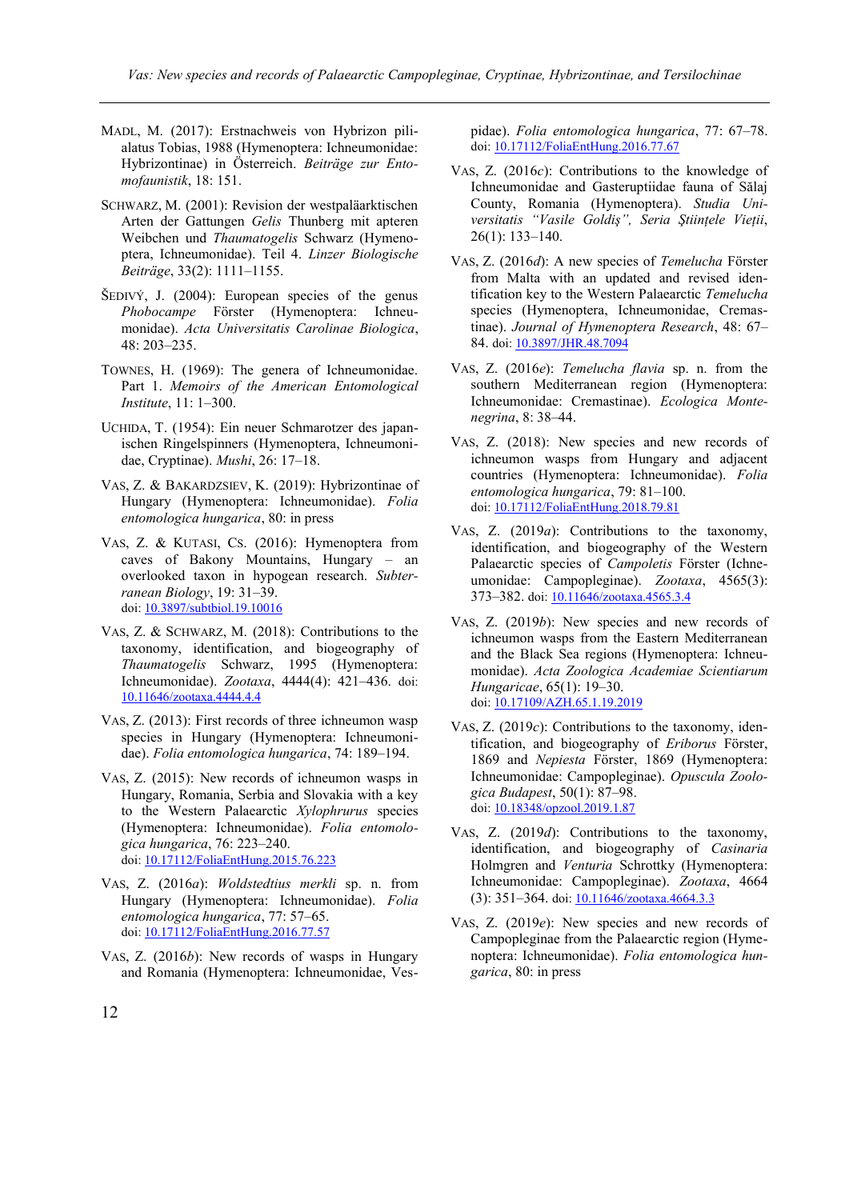MADL, M. (2017): Erstnachweis von Hybrizon pilialatus Tobias, 1988 (Hymenoptera: Ichneumonidae: Hybrizontinae) in Österreich. *Beiträge zur Entomofaunistik*, 18: 151.

SCHWARZ, M. (2001): Revision der westpaläarktischen Arten der Gattungen *Gelis* Thunberg mit apteren Weibchen und *Thaumatogelis* Schwarz (Hymenoptera, Ichneumonidae). Teil 4. *Linzer Biologische Beiträge*, 33(2): 1111–1155.

ŠEDIVÝ, J. (2004): European species of the genus *Phobocampe* Förster (Hymenoptera: Ichneumonidae). *Acta Universitatis Carolinae Biologica*, 48: 203–235.

TOWNES, H. (1969): The genera of Ichneumonidae. Part 1. *Memoirs of the American Entomological Institute*, 11: 1–300.

UCHIDA, T. (1954): Ein neuer Schmarotzer des japanischen Ringelspinners (Hymenoptera, Ichneumonidae, Cryptinae). *Mushi*, 26: 17–18.

VAS, Z. & BAKARDZSIEV, K. (2019): Hybrizontinae of Hungary (Hymenoptera: Ichneumonidae). *Folia entomologica hungarica*, 80: in press

VAS, Z. & KUTASI, CS. (2016): Hymenoptera from caves of Bakony Mountains, Hungary – an overlooked taxon in hypogean research. *Subterranean Biology*, 19: 31–39. doi: 10.3897/subtbiol.19.10016

VAS, Z. & SCHWARZ, M. (2018): Contributions to the taxonomy, identification, and biogeography of *Thaumatogelis* Schwarz, 1995 (Hymenoptera: Ichneumonidae). *Zootaxa*, 4444(4): 421–436. doi: 10.11646/zootaxa.4444.4.4

VAS, Z. (2013): First records of three ichneumon wasp species in Hungary (Hymenoptera: Ichneumonidae). *Folia entomologica hungarica*, 74: 189–194.

VAS, Z. (2015): New records of ichneumon wasps in Hungary, Romania, Serbia and Slovakia with a key to the Western Palaearctic *Xylophrurus* species (Hymenoptera: Ichneumonidae). *Folia entomologica hungarica*, 76: 223–240. doi: 10.17112/FoliaEntHung.2015.76.223

VAS, Z. (2016*a*): *Woldstedtius merkli* sp. n. from Hungary (Hymenoptera: Ichneumonidae). *Folia entomologica hungarica*, 77: 57–65. doi: 10.17112/FoliaEntHung.2016.77.57

VAS, Z. (2016*b*): New records of wasps in Hungary and Romania (Hymenoptera: Ichneumonidae, Vespidae). *Folia entomologica hungarica*, 77: 67–78. doi: 10.17112/FoliaEntHung.2016.77.67

VAS, Z. (2016*c*): Contributions to the knowledge of Ichneumonidae and Gasteruptiidae fauna of Sălaj County, Romania (Hymenoptera). *Studia Universitatis "Vasile Goldiş", Seria Ştiinţele Vieţii*, 26(1): 133–140.

VAS, Z. (2016*d*): A new species of *Temelucha* Förster from Malta with an updated and revised identification key to the Western Palaearctic *Temelucha* species (Hymenoptera, Ichneumonidae, Cremastinae). *Journal of Hymenoptera Research*, 48: 67–84. doi: 10.3897/JHR.48.7094

VAS, Z. (2016*e*): *Temelucha flavia* sp. n. from the southern Mediterranean region (Hymenoptera: Ichneumonidae: Cremastinae). *Ecologica Montenegrina*, 8: 38–44.

VAS, Z. (2018): New species and new records of ichneumon wasps from Hungary and adjacent countries (Hymenoptera: Ichneumonidae). *Folia entomologica hungarica*, 79: 81–100. doi: 10.17112/FoliaEntHung.2018.79.81

VAS, Z. (2019*a*): Contributions to the taxonomy, identification, and biogeography of the Western Palaearctic species of *Campoletis* Förster (Ichneumonidae: Campopleginae). *Zootaxa*, 4565(3): 373–382. doi: 10.11646/zootaxa.4565.3.4

VAS, Z. (2019*b*): New species and new records of ichneumon wasps from the Eastern Mediterranean and the Black Sea regions (Hymenoptera: Ichneumonidae). *Acta Zoologica Academiae Scientiarum Hungaricae*, 65(1): 19–30. doi: 10.17109/AZH.65.1.19.2019

VAS, Z. (2019*c*): Contributions to the taxonomy, identification, and biogeography of *Eriborus* Förster, 1869 and *Nepiesta* Förster, 1869 (Hymenoptera: Ichneumonidae: Campopleginae). *Opuscula Zoologica Budapest*, 50(1): 87–98. doi: 10.18348/opzool.2019.1.87

VAS, Z. (2019*d*): Contributions to the taxonomy, identification, and biogeography of *Casinaria* Holmgren and *Venturia* Schrottky (Hymenoptera: Ichneumonidae: Campopleginae). *Zootaxa*, 4664 (3): 351–364. doi: 10.11646/zootaxa.4664.3.3

VAS, Z. (2019*e*): New species and new records of Campopleginae from the Palaearctic region (Hymenoptera: Ichneumonidae). *Folia entomologica hungarica*, 80: in press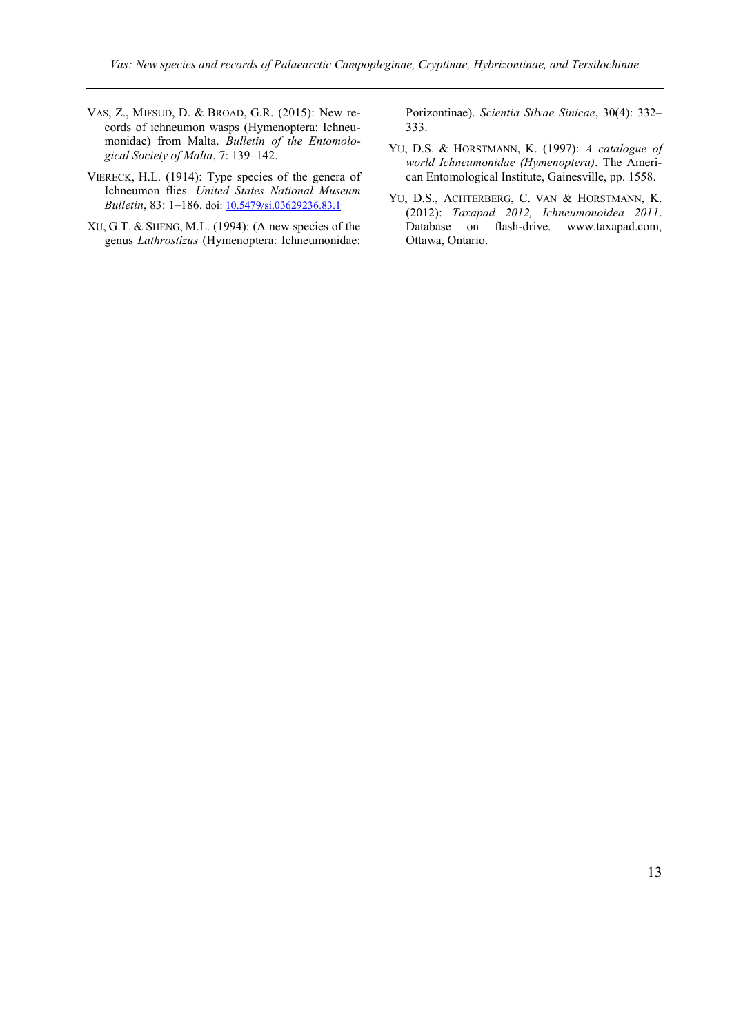VAS, Z., MIFSUD, D. & BROAD, G.R. (2015): New records of ichneumon wasps (Hymenoptera: Ichneumonidae) from Malta. *Bulletin of the Entomological Society of Malta*, 7: 139–142.

VIERECK, H.L. (1914): Type species of the genera of Ichneumon flies. *United States National Museum Bulletin*, 83: 1–186. doi: 10.5479/si.03629236.83.1

XU, G.T. & SHENG, M.L. (1994): (A new species of the genus *Lathrostizus* (Hymenoptera: Ichneumonidae: Porizontinae). *Scientia Silvae Sinicae*, 30(4): 332–333.

YU, D.S. & HORSTMANN, K. (1997): *A catalogue of world Ichneumonidae (Hymenoptera)*. The American Entomological Institute, Gainesville, pp. 1558.

YU, D.S., ACHTERBERG, C. VAN & HORSTMANN, K. (2012): *Taxapad 2012, Ichneumonoidea 2011*. Database on flash-drive. www.taxapad.com, Ottawa, Ontario.